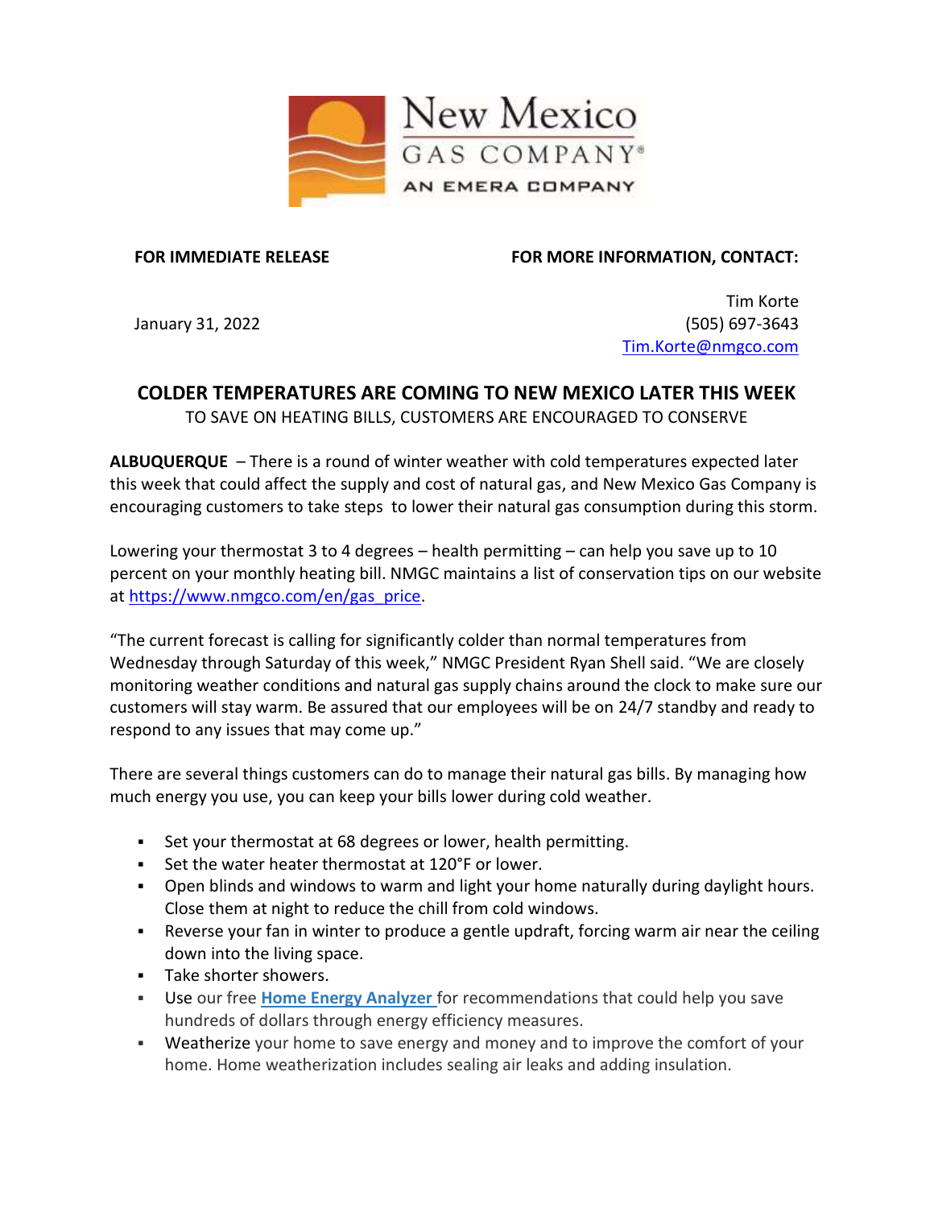New Mexico
GAS COMPANY®
AN EMERA COMPANY

**FOR IMMEDIATE RELEASE**

January 31, 2022

**FOR MORE INFORMATION, CONTACT:**

Tim Korte
(505) 697-3643
Tim.Korte@nmgco.com

# COLDER TEMPERATURES ARE COMING TO NEW MEXICO LATER THIS WEEK

TO SAVE ON HEATING BILLS, CUSTOMERS ARE ENCOURAGED TO CONSERVE

**ALBUQUERQUE** – There is a round of winter weather with cold temperatures expected later this week that could affect the supply and cost of natural gas, and New Mexico Gas Company is encouraging customers to take steps to lower their natural gas consumption during this storm.

Lowering your thermostat 3 to 4 degrees – health permitting – can help you save up to 10 percent on your monthly heating bill. NMGC maintains a list of conservation tips on our website at https://www.nmgco.com/en/gas_price.

"The current forecast is calling for significantly colder than normal temperatures from Wednesday through Saturday of this week," NMGC President Ryan Shell said. "We are closely monitoring weather conditions and natural gas supply chains around the clock to make sure our customers will stay warm. Be assured that our employees will be on 24/7 standby and ready to respond to any issues that may come up."

There are several things customers can do to manage their natural gas bills. By managing how much energy you use, you can keep your bills lower during cold weather.

- Set your thermostat at 68 degrees or lower, health permitting.
- Set the water heater thermostat at 120°F or lower.
- Open blinds and windows to warm and light your home naturally during daylight hours. Close them at night to reduce the chill from cold windows.
- Reverse your fan in winter to produce a gentle updraft, forcing warm air near the ceiling down into the living space.
- Take shorter showers.
- Use our free **Home Energy Analyzer** for recommendations that could help you save hundreds of dollars through energy efficiency measures.
- Weatherize your home to save energy and money and to improve the comfort of your home. Home weatherization includes sealing air leaks and adding insulation.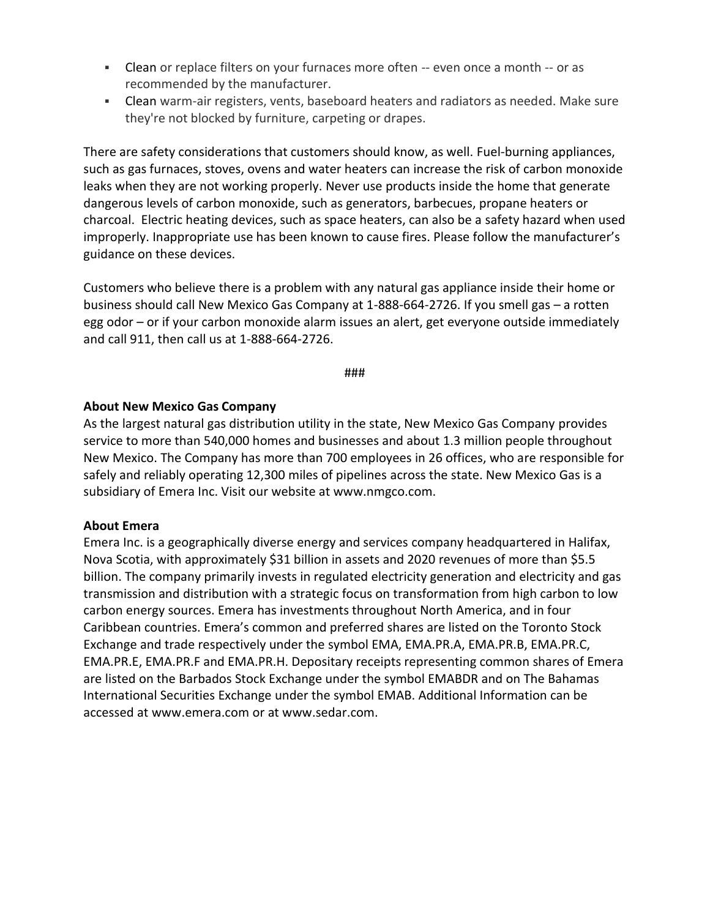- Clean or replace filters on your furnaces more often -- even once a month -- or as recommended by the manufacturer.
- Clean warm-air registers, vents, baseboard heaters and radiators as needed. Make sure they're not blocked by furniture, carpeting or drapes.

There are safety considerations that customers should know, as well. Fuel-burning appliances, such as gas furnaces, stoves, ovens and water heaters can increase the risk of carbon monoxide leaks when they are not working properly. Never use products inside the home that generate dangerous levels of carbon monoxide, such as generators, barbecues, propane heaters or charcoal. Electric heating devices, such as space heaters, can also be a safety hazard when used improperly. Inappropriate use has been known to cause fires. Please follow the manufacturer's guidance on these devices.

Customers who believe there is a problem with any natural gas appliance inside their home or business should call New Mexico Gas Company at 1-888-664-2726. If you smell gas – a rotten egg odor – or if your carbon monoxide alarm issues an alert, get everyone outside immediately and call 911, then call us at 1-888-664-2726.

###

**About New Mexico Gas Company**

As the largest natural gas distribution utility in the state, New Mexico Gas Company provides service to more than 540,000 homes and businesses and about 1.3 million people throughout New Mexico. The Company has more than 700 employees in 26 offices, who are responsible for safely and reliably operating 12,300 miles of pipelines across the state. New Mexico Gas is a subsidiary of Emera Inc. Visit our website at www.nmgco.com.

**About Emera**

Emera Inc. is a geographically diverse energy and services company headquartered in Halifax, Nova Scotia, with approximately $31 billion in assets and 2020 revenues of more than $5.5 billion. The company primarily invests in regulated electricity generation and electricity and gas transmission and distribution with a strategic focus on transformation from high carbon to low carbon energy sources. Emera has investments throughout North America, and in four Caribbean countries. Emera's common and preferred shares are listed on the Toronto Stock Exchange and trade respectively under the symbol EMA, EMA.PR.A, EMA.PR.B, EMA.PR.C, EMA.PR.E, EMA.PR.F and EMA.PR.H. Depositary receipts representing common shares of Emera are listed on the Barbados Stock Exchange under the symbol EMABDR and on The Bahamas International Securities Exchange under the symbol EMAB. Additional Information can be accessed at www.emera.com or at www.sedar.com.